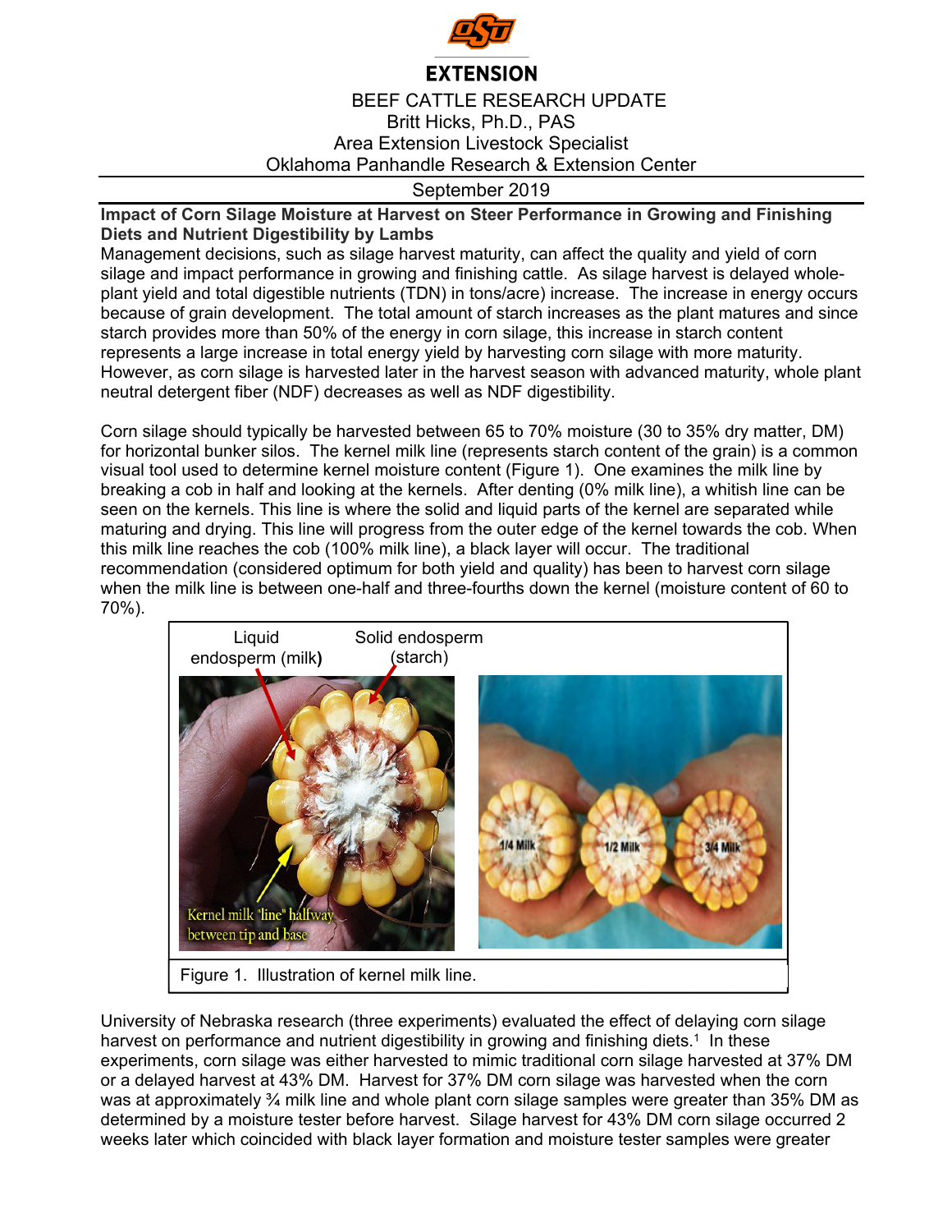EXTENSION

BEEF CATTLE RESEARCH UPDATE
Britt Hicks, Ph.D., PAS
Area Extension Livestock Specialist
Oklahoma Panhandle Research & Extension Center

September 2019

**Impact of Corn Silage Moisture at Harvest on Steer Performance in Growing and Finishing Diets and Nutrient Digestibility by Lambs**

Management decisions, such as silage harvest maturity, can affect the quality and yield of corn silage and impact performance in growing and finishing cattle. As silage harvest is delayed whole-plant yield and total digestible nutrients (TDN) in tons/acre) increase. The increase in energy occurs because of grain development. The total amount of starch increases as the plant matures and since starch provides more than 50% of the energy in corn silage, this increase in starch content represents a large increase in total energy yield by harvesting corn silage with more maturity. However, as corn silage is harvested later in the harvest season with advanced maturity, whole plant neutral detergent fiber (NDF) decreases as well as NDF digestibility.

Corn silage should typically be harvested between 65 to 70% moisture (30 to 35% dry matter, DM) for horizontal bunker silos. The kernel milk line (represents starch content of the grain) is a common visual tool used to determine kernel moisture content (Figure 1). One examines the milk line by breaking a cob in half and looking at the kernels. After denting (0% milk line), a whitish line can be seen on the kernels. This line is where the solid and liquid parts of the kernel are separated while maturing and drying. This line will progress from the outer edge of the kernel towards the cob. When this milk line reaches the cob (100% milk line), a black layer will occur. The traditional recommendation (considered optimum for both yield and quality) has been to harvest corn silage when the milk line is between one-half and three-fourths down the kernel (moisture content of 60 to 70%).

Liquid endosperm (milk) | Solid endosperm (starch) | Kernel milk "line" halfway between tip and base | 1/4 Milk | 1/2 Milk | 3/4 Milk

Figure 1. Illustration of kernel milk line.

University of Nebraska research (three experiments) evaluated the effect of delaying corn silage harvest on performance and nutrient digestibility in growing and finishing diets.[1] In these experiments, corn silage was either harvested to mimic traditional corn silage harvested at 37% DM or a delayed harvest at 43% DM. Harvest for 37% DM corn silage was harvested when the corn was at approximately ¾ milk line and whole plant corn silage samples were greater than 35% DM as determined by a moisture tester before harvest. Silage harvest for 43% DM corn silage occurred 2 weeks later which coincided with black layer formation and moisture tester samples were greater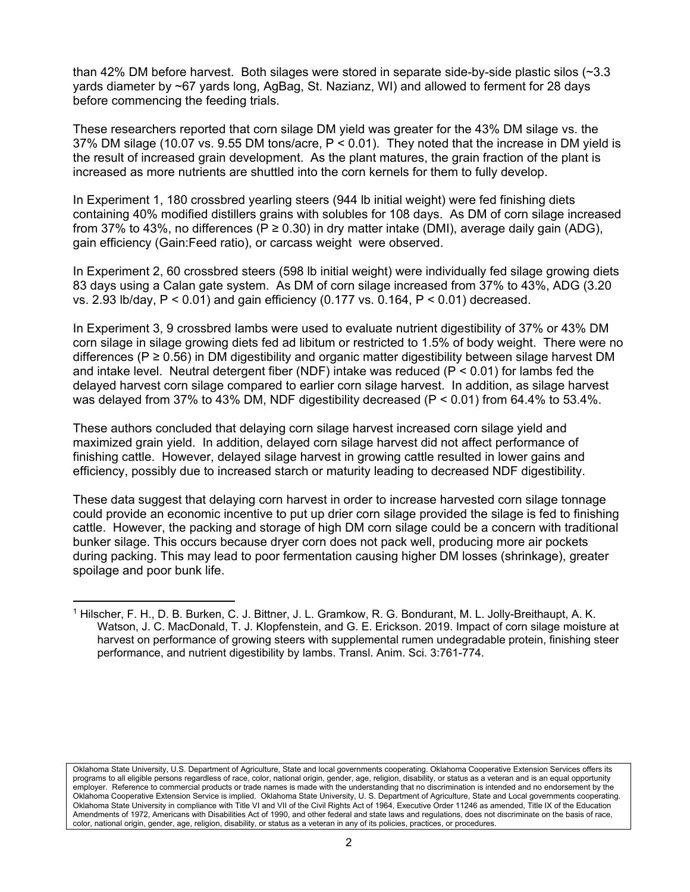than 42% DM before harvest. Both silages were stored in separate side-by-side plastic silos (~3.3 yards diameter by ~67 yards long, AgBag, St. Nazianz, WI) and allowed to ferment for 28 days before commencing the feeding trials.

These researchers reported that corn silage DM yield was greater for the 43% DM silage vs. the 37% DM silage (10.07 vs. 9.55 DM tons/acre, $P < 0.01$). They noted that the increase in DM yield is the result of increased grain development. As the plant matures, the grain fraction of the plant is increased as more nutrients are shuttled into the corn kernels for them to fully develop.

In Experiment 1, 180 crossbred yearling steers (944 lb initial weight) were fed finishing diets containing 40% modified distillers grains with solubles for 108 days. As DM of corn silage increased from 37% to 43%, no differences ($P \geq 0.30$) in dry matter intake (DMI), average daily gain (ADG), gain efficiency (Gain:Feed ratio), or carcass weight were observed.

In Experiment 2, 60 crossbred steers (598 lb initial weight) were individually fed silage growing diets 83 days using a Calan gate system. As DM of corn silage increased from 37% to 43%, ADG (3.20 vs. 2.93 lb/day, $P < 0.01$) and gain efficiency (0.177 vs. 0.164, $P < 0.01$) decreased.

In Experiment 3, 9 crossbred lambs were used to evaluate nutrient digestibility of 37% or 43% DM corn silage in silage growing diets fed ad libitum or restricted to 1.5% of body weight. There were no differences ($P \geq 0.56$) in DM digestibility and organic matter digestibility between silage harvest DM and intake level. Neutral detergent fiber (NDF) intake was reduced ($P < 0.01$) for lambs fed the delayed harvest corn silage compared to earlier corn silage harvest. In addition, as silage harvest was delayed from 37% to 43% DM, NDF digestibility decreased ($P < 0.01$) from 64.4% to 53.4%.

These authors concluded that delaying corn silage harvest increased corn silage yield and maximized grain yield. In addition, delayed corn silage harvest did not affect performance of finishing cattle. However, delayed silage harvest in growing cattle resulted in lower gains and efficiency, possibly due to increased starch or maturity leading to decreased NDF digestibility.

These data suggest that delaying corn harvest in order to increase harvested corn silage tonnage could provide an economic incentive to put up drier corn silage provided the silage is fed to finishing cattle. However, the packing and storage of high DM corn silage could be a concern with traditional bunker silage. This occurs because dryer corn does not pack well, producing more air pockets during packing. This may lead to poor fermentation causing higher DM losses (shrinkage), greater spoilage and poor bunk life.

---

[1] Hilscher, F. H., D. B. Burken, C. J. Bittner, J. L. Gramkow, R. G. Bondurant, M. L. Jolly-Breithaupt, A. K. Watson, J. C. MacDonald, T. J. Klopfenstein, and G. E. Erickson. 2019. Impact of corn silage moisture at harvest on performance of growing steers with supplemental rumen undegradable protein, finishing steer performance, and nutrient digestibility by lambs. Transl. Anim. Sci. 3:761-774.

Oklahoma State University, U.S. Department of Agriculture, State and local governments cooperating. Oklahoma Cooperative Extension Services offers its programs to all eligible persons regardless of race, color, national origin, gender, age, religion, disability, or status as a veteran and is an equal opportunity employer. Reference to commercial products or trade names is made with the understanding that no discrimination is intended and no endorsement by the Oklahoma Cooperative Extension Service is implied. Oklahoma State University, U. S. Department of Agriculture, State and Local governments cooperating. Oklahoma State University in compliance with Title VI and VII of the Civil Rights Act of 1964, Executive Order 11246 as amended, Title IX of the Education Amendments of 1972, Americans with Disabilities Act of 1990, and other federal and state laws and regulations, does not discriminate on the basis of race, color, national origin, gender, age, religion, disability, or status as a veteran in any of its policies, practices, or procedures.